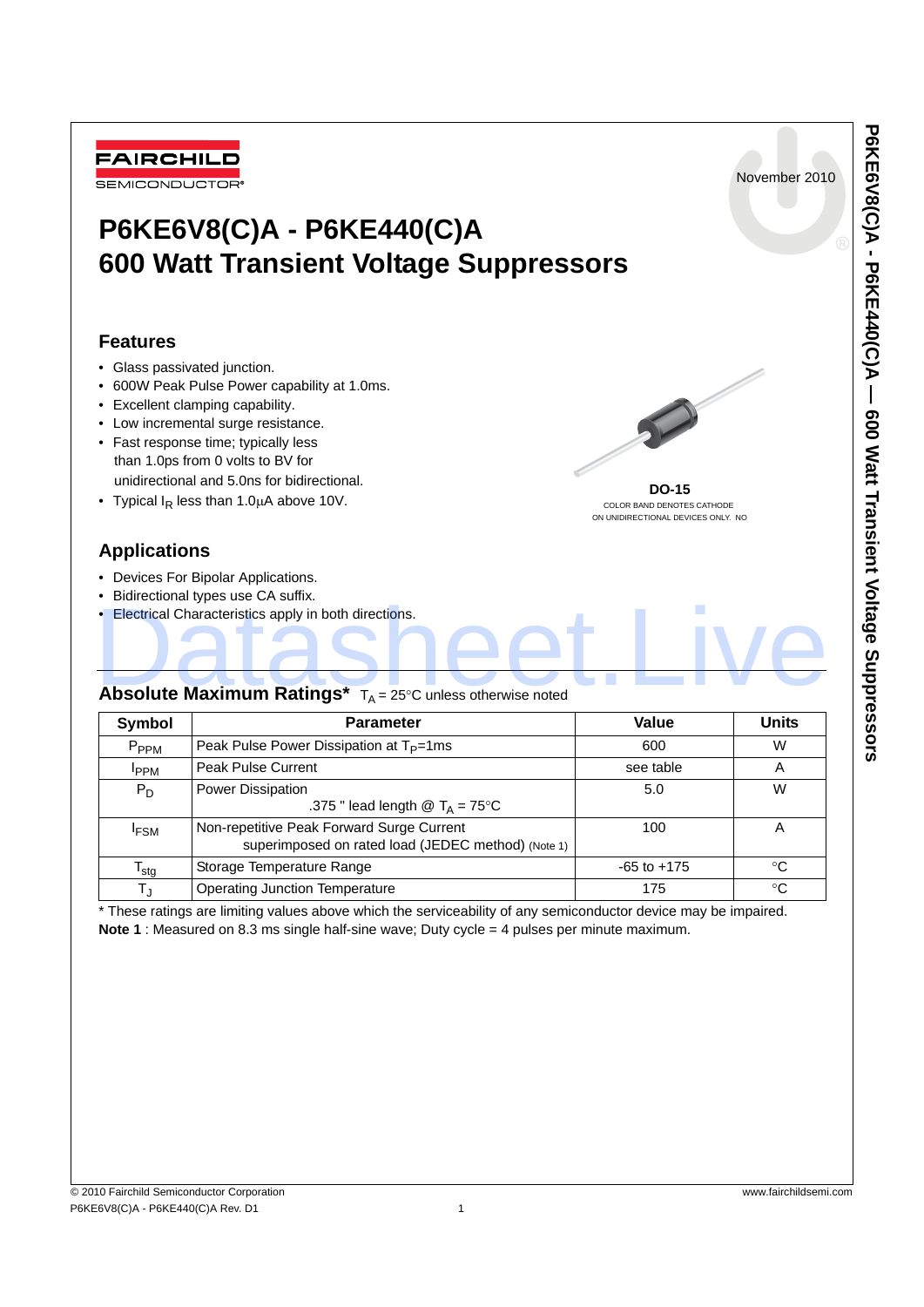FAIRCHILD SEMICONDUCTOR®

November 2010

# P6KE6V8(C)A - P6KE440(C)A
# 600 Watt Transient Voltage Suppressors

## Features

- Glass passivated junction.
- 600W Peak Pulse Power capability at 1.0ms.
- Excellent clamping capability.
- Low incremental surge resistance.
- Fast response time; typically less than 1.0ps from 0 volts to BV for unidirectional and 5.0ns for bidirectional.
- Typical $I_R$ less than 1.0μA above 10V.

**DO-15**

COLOR BAND DENOTES CATHODE ON UNIDIRECTIONAL DEVICES ONLY. NO

## Applications

- Devices For Bipolar Applications.
- Bidirectional types use CA suffix.
- Electrical Characteristics apply in both directions.

## Absolute Maximum Ratings* $T_A = 25°C$ unless otherwise noted

| Symbol | Parameter | Value | Units |
|---|---|---|---|
| $P_{PPM}$ | Peak Pulse Power Dissipation at $T_P$=1ms | 600 | W |
| $I_{PPM}$ | Peak Pulse Current | see table | A |
| $P_D$ | Power Dissipation .375 " lead length @ $T_A$ = 75°C | 5.0 | W |
| $I_{FSM}$ | Non-repetitive Peak Forward Surge Current superimposed on rated load (JEDEC method) (Note 1) | 100 | A |
| $T_{stg}$ | Storage Temperature Range | -65 to +175 | °C |
| $T_J$ | Operating Junction Temperature | 175 | °C |

* These ratings are limiting values above which the serviceability of any semiconductor device may be impaired.

**Note 1** : Measured on 8.3 ms single half-sine wave; Duty cycle = 4 pulses per minute maximum.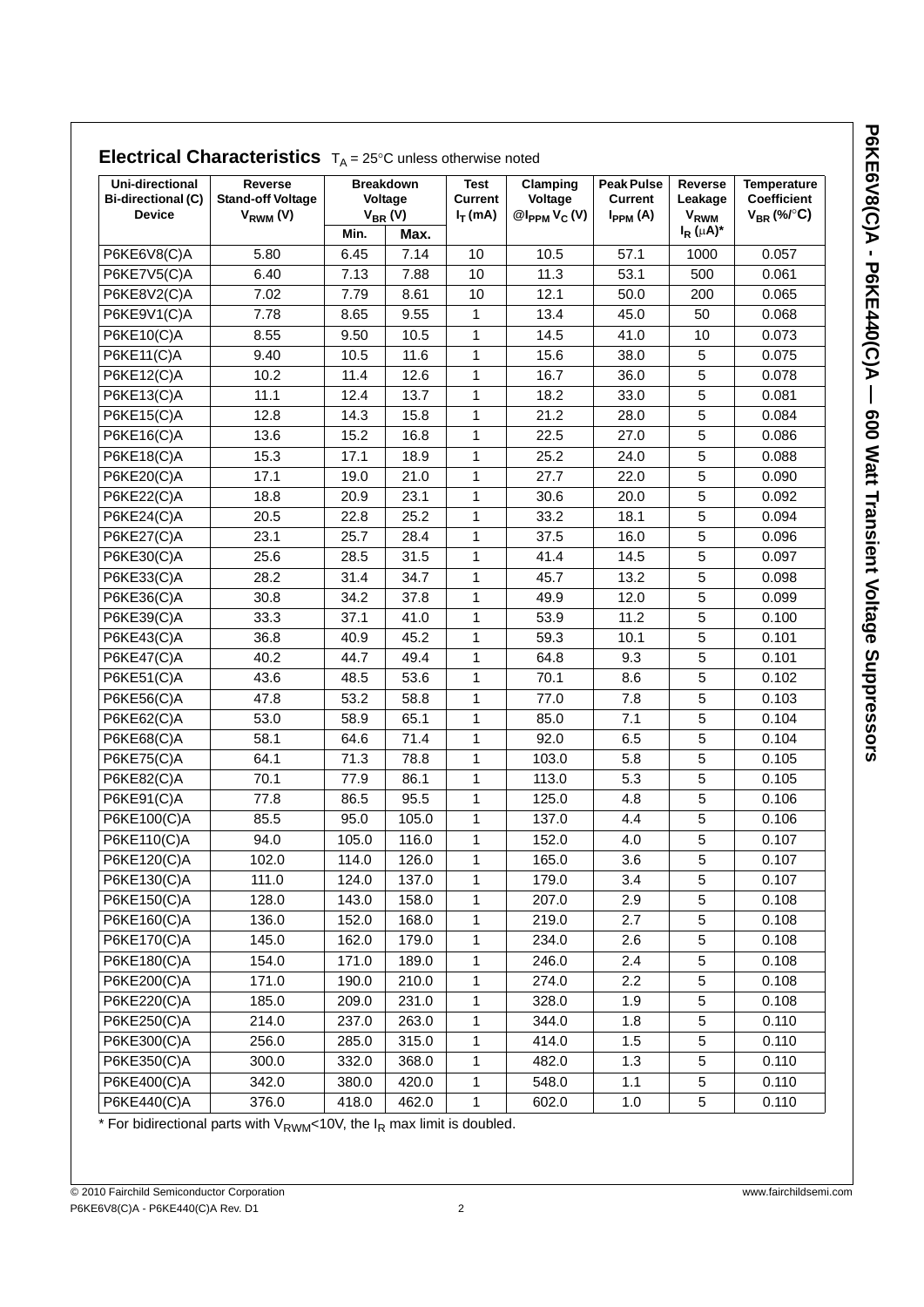## Electrical Characteristics $T_A = 25°C$ unless otherwise noted

| Uni-directional Bi-directional (C) Device | Reverse Stand-off Voltage $V_{RWM}$ (V) | Breakdown Voltage $V_{BR}$ (V) | | Test Current $I_T$ (mA) | Clamping Voltage $@I_{PPM}$ $V_C$ (V) | Peak Pulse Current $I_{PPM}$ (A) | Reverse Leakage $V_{RWM}$ $I_R$ ($\mu$A)* | Temperature Coefficient $V_{BR}$ (%/°C) |
|---|---|---|---|---|---|---|---|---|
| | | Min. | Max. | | | | | |
| P6KE6V8(C)A | 5.80 | 6.45 | 7.14 | 10 | 10.5 | 57.1 | 1000 | 0.057 |
| P6KE7V5(C)A | 6.40 | 7.13 | 7.88 | 10 | 11.3 | 53.1 | 500 | 0.061 |
| P6KE8V2(C)A | 7.02 | 7.79 | 8.61 | 10 | 12.1 | 50.0 | 200 | 0.065 |
| P6KE9V1(C)A | 7.78 | 8.65 | 9.55 | 1 | 13.4 | 45.0 | 50 | 0.068 |
| P6KE10(C)A | 8.55 | 9.50 | 10.5 | 1 | 14.5 | 41.0 | 10 | 0.073 |
| P6KE11(C)A | 9.40 | 10.5 | 11.6 | 1 | 15.6 | 38.0 | 5 | 0.075 |
| P6KE12(C)A | 10.2 | 11.4 | 12.6 | 1 | 16.7 | 36.0 | 5 | 0.078 |
| P6KE13(C)A | 11.1 | 12.4 | 13.7 | 1 | 18.2 | 33.0 | 5 | 0.081 |
| P6KE15(C)A | 12.8 | 14.3 | 15.8 | 1 | 21.2 | 28.0 | 5 | 0.084 |
| P6KE16(C)A | 13.6 | 15.2 | 16.8 | 1 | 22.5 | 27.0 | 5 | 0.086 |
| P6KE18(C)A | 15.3 | 17.1 | 18.9 | 1 | 25.2 | 24.0 | 5 | 0.088 |
| P6KE20(C)A | 17.1 | 19.0 | 21.0 | 1 | 27.7 | 22.0 | 5 | 0.090 |
| P6KE22(C)A | 18.8 | 20.9 | 23.1 | 1 | 30.6 | 20.0 | 5 | 0.092 |
| P6KE24(C)A | 20.5 | 22.8 | 25.2 | 1 | 33.2 | 18.1 | 5 | 0.094 |
| P6KE27(C)A | 23.1 | 25.7 | 28.4 | 1 | 37.5 | 16.0 | 5 | 0.096 |
| P6KE30(C)A | 25.6 | 28.5 | 31.5 | 1 | 41.4 | 14.5 | 5 | 0.097 |
| P6KE33(C)A | 28.2 | 31.4 | 34.7 | 1 | 45.7 | 13.2 | 5 | 0.098 |
| P6KE36(C)A | 30.8 | 34.2 | 37.8 | 1 | 49.9 | 12.0 | 5 | 0.099 |
| P6KE39(C)A | 33.3 | 37.1 | 41.0 | 1 | 53.9 | 11.2 | 5 | 0.100 |
| P6KE43(C)A | 36.8 | 40.9 | 45.2 | 1 | 59.3 | 10.1 | 5 | 0.101 |
| P6KE47(C)A | 40.2 | 44.7 | 49.4 | 1 | 64.8 | 9.3 | 5 | 0.101 |
| P6KE51(C)A | 43.6 | 48.5 | 53.6 | 1 | 70.1 | 8.6 | 5 | 0.102 |
| P6KE56(C)A | 47.8 | 53.2 | 58.8 | 1 | 77.0 | 7.8 | 5 | 0.103 |
| P6KE62(C)A | 53.0 | 58.9 | 65.1 | 1 | 85.0 | 7.1 | 5 | 0.104 |
| P6KE68(C)A | 58.1 | 64.6 | 71.4 | 1 | 92.0 | 6.5 | 5 | 0.104 |
| P6KE75(C)A | 64.1 | 71.3 | 78.8 | 1 | 103.0 | 5.8 | 5 | 0.105 |
| P6KE82(C)A | 70.1 | 77.9 | 86.1 | 1 | 113.0 | 5.3 | 5 | 0.105 |
| P6KE91(C)A | 77.8 | 86.5 | 95.5 | 1 | 125.0 | 4.8 | 5 | 0.106 |
| P6KE100(C)A | 85.5 | 95.0 | 105.0 | 1 | 137.0 | 4.4 | 5 | 0.106 |
| P6KE110(C)A | 94.0 | 105.0 | 116.0 | 1 | 152.0 | 4.0 | 5 | 0.107 |
| P6KE120(C)A | 102.0 | 114.0 | 126.0 | 1 | 165.0 | 3.6 | 5 | 0.107 |
| P6KE130(C)A | 111.0 | 124.0 | 137.0 | 1 | 179.0 | 3.4 | 5 | 0.107 |
| P6KE150(C)A | 128.0 | 143.0 | 158.0 | 1 | 207.0 | 2.9 | 5 | 0.108 |
| P6KE160(C)A | 136.0 | 152.0 | 168.0 | 1 | 219.0 | 2.7 | 5 | 0.108 |
| P6KE170(C)A | 145.0 | 162.0 | 179.0 | 1 | 234.0 | 2.6 | 5 | 0.108 |
| P6KE180(C)A | 154.0 | 171.0 | 189.0 | 1 | 246.0 | 2.4 | 5 | 0.108 |
| P6KE200(C)A | 171.0 | 190.0 | 210.0 | 1 | 274.0 | 2.2 | 5 | 0.108 |
| P6KE220(C)A | 185.0 | 209.0 | 231.0 | 1 | 328.0 | 1.9 | 5 | 0.108 |
| P6KE250(C)A | 214.0 | 237.0 | 263.0 | 1 | 344.0 | 1.8 | 5 | 0.110 |
| P6KE300(C)A | 256.0 | 285.0 | 315.0 | 1 | 414.0 | 1.5 | 5 | 0.110 |
| P6KE350(C)A | 300.0 | 332.0 | 368.0 | 1 | 482.0 | 1.3 | 5 | 0.110 |
| P6KE400(C)A | 342.0 | 380.0 | 420.0 | 1 | 548.0 | 1.1 | 5 | 0.110 |
| P6KE440(C)A | 376.0 | 418.0 | 462.0 | 1 | 602.0 | 1.0 | 5 | 0.110 |

* For bidirectional parts with $V_{RWM}$<10V, the $I_R$ max limit is doubled.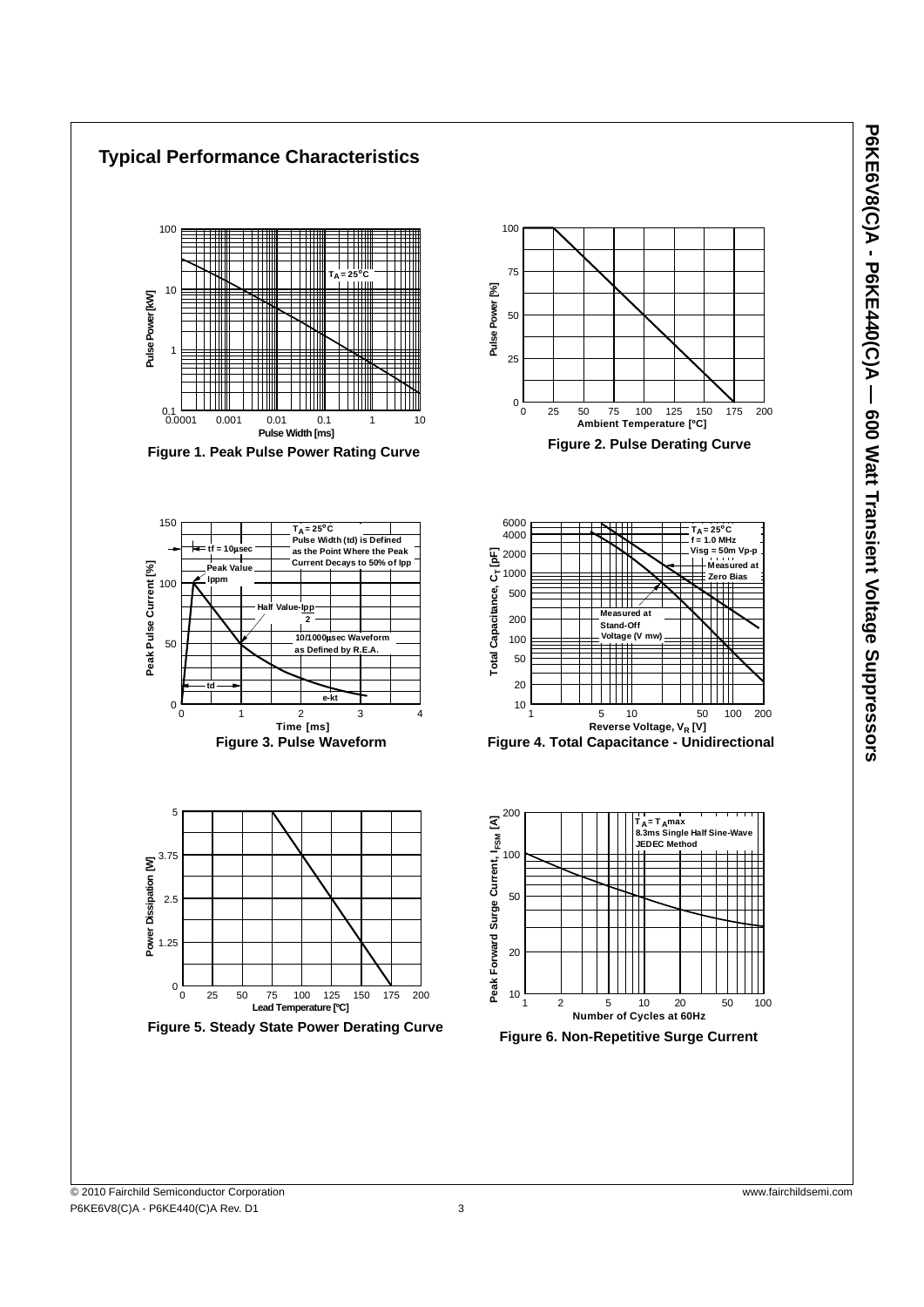## Typical Performance Characteristics

Figure 1. Peak Pulse Power Rating Curve

Figure 2. Pulse Derating Curve

Figure 3. Pulse Waveform

Figure 4. Total Capacitance - Unidirectional

Figure 5. Steady State Power Derating Curve

Figure 6. Non-Repetitive Surge Current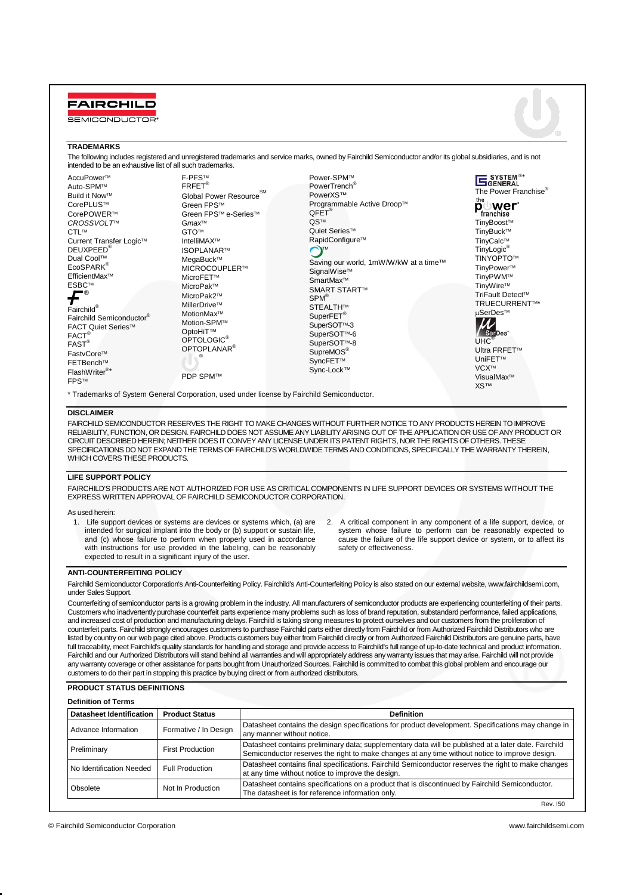## TRADEMARKS

The following includes registered and unregistered trademarks and service marks, owned by Fairchild Semiconductor and/or its global subsidiaries, and is not intended to be an exhaustive list of all such trademarks.

AccuPower™
Auto-SPM™
Build it Now™
CorePLUS™
CorePOWER™
*CROSSVOLT*™
CTL™
Current Transfer Logic™
DEUXPEED®
Dual Cool™
EcoSPARK®
EfficientMax™
ESBC™
®
Fairchild®
Fairchild Semiconductor®
FACT Quiet Series™
FACT®
FAST®
FastvCore™
FETBench™
FlashWriter®*
FPS™
F-PFS™
FRFET®
Global Power Resource℠
Green FPS™
Green FPS™ e-Series™
*Gmax*™
GTO™
IntelliMAX™
ISOPLANAR™
MegaBuck™
MICROCOUPLER™
MicroFET™
MicroPak™
MicroPak2™
MillerDrive™
MotionMax™
Motion-SPM™
OptoHiT™
OPTOLOGIC®
OPTOPLANAR®
®
PDP SPM™
Power-SPM™
PowerTrench®
PowerXS™
Programmable Active Droop™
QFET®
QS™
Quiet Series™
RapidConfigure™
™
Saving our world, 1mW/W/kW at a time™
SignalWise™
SmartMax™
SMART START™
SPM®
STEALTH™
SuperFET®
SuperSOT™-3
SuperSOT™-6
SuperSOT™-8
SupreMOS®
SyncFET™
Sync-Lock™
SYSTEM GENERAL®*
The Power Franchise®
the power franchise®
TinyBoost™
TinyBuck™
TinyCalc™
TinyLogic®
TINYOPTO™
TinyPower™
TinyPWM™
TinyWire™
TriFault Detect™
TRUECURRENT™*
µSerDes™
µSerDes™
UHC®
Ultra FRFET™
UniFET™
VCX™
VisualMax™
XS™

\* Trademarks of System General Corporation, used under license by Fairchild Semiconductor.

## DISCLAIMER

FAIRCHILD SEMICONDUCTOR RESERVES THE RIGHT TO MAKE CHANGES WITHOUT FURTHER NOTICE TO ANY PRODUCTS HEREIN TO IMPROVE RELIABILITY, FUNCTION, OR DESIGN. FAIRCHILD DOES NOT ASSUME ANY LIABILITY ARISING OUT OF THE APPLICATION OR USE OF ANY PRODUCT OR CIRCUIT DESCRIBED HEREIN; NEITHER DOES IT CONVEY ANY LICENSE UNDER ITS PATENT RIGHTS, NOR THE RIGHTS OF OTHERS. THESE SPECIFICATIONS DO NOT EXPAND THE TERMS OF FAIRCHILD'S WORLDWIDE TERMS AND CONDITIONS, SPECIFICALLY THE WARRANTY THEREIN, WHICH COVERS THESE PRODUCTS.

## LIFE SUPPORT POLICY

FAIRCHILD'S PRODUCTS ARE NOT AUTHORIZED FOR USE AS CRITICAL COMPONENTS IN LIFE SUPPORT DEVICES OR SYSTEMS WITHOUT THE EXPRESS WRITTEN APPROVAL OF FAIRCHILD SEMICONDUCTOR CORPORATION.

As used herein:

1. Life support devices or systems are devices or systems which, (a) are intended for surgical implant into the body or (b) support or sustain life, and (c) whose failure to perform when properly used in accordance with instructions for use provided in the labeling, can be reasonably expected to result in a significant injury of the user.
2. A critical component in any component of a life support, device, or system whose failure to perform can be reasonably expected to cause the failure of the life support device or system, or to affect its safety or effectiveness.

## ANTI-COUNTERFEITING POLICY

Fairchild Semiconductor Corporation's Anti-Counterfeiting Policy. Fairchild's Anti-Counterfeiting Policy is also stated on our external website, www.fairchildsemi.com, under Sales Support.

Counterfeiting of semiconductor parts is a growing problem in the industry. All manufacturers of semiconductor products are experiencing counterfeiting of their parts. Customers who inadvertently purchase counterfeit parts experience many problems such as loss of brand reputation, substandard performance, failed applications, and increased cost of production and manufacturing delays. Fairchild is taking strong measures to protect ourselves and our customers from the proliferation of counterfeit parts. Fairchild strongly encourages customers to purchase Fairchild parts either directly from Fairchild or from Authorized Fairchild Distributors who are listed by country on our web page cited above. Products customers buy either from Fairchild directly or from Authorized Fairchild Distributors are genuine parts, have full traceability, meet Fairchild's quality standards for handling and storage and provide access to Fairchild's full range of up-to-date technical and product information. Fairchild and our Authorized Distributors will stand behind all warranties and will appropriately address any warranty issues that may arise. Fairchild will not provide any warranty coverage or other assistance for parts bought from Unauthorized Sources. Fairchild is committed to combat this global problem and encourage our customers to do their part in stopping this practice by buying direct or from authorized distributors.

## PRODUCT STATUS DEFINITIONS

### Definition of Terms

| Datasheet Identification | Product Status | Definition |
|---|---|---|
| Advance Information | Formative / In Design | Datasheet contains the design specifications for product development. Specifications may change in any manner without notice. |
| Preliminary | First Production | Datasheet contains preliminary data; supplementary data will be published at a later date. Fairchild Semiconductor reserves the right to make changes at any time without notice to improve design. |
| No Identification Needed | Full Production | Datasheet contains final specifications. Fairchild Semiconductor reserves the right to make changes at any time without notice to improve the design. |
| Obsolete | Not In Production | Datasheet contains specifications on a product that is discontinued by Fairchild Semiconductor. The datasheet is for reference information only. |

Rev. I50